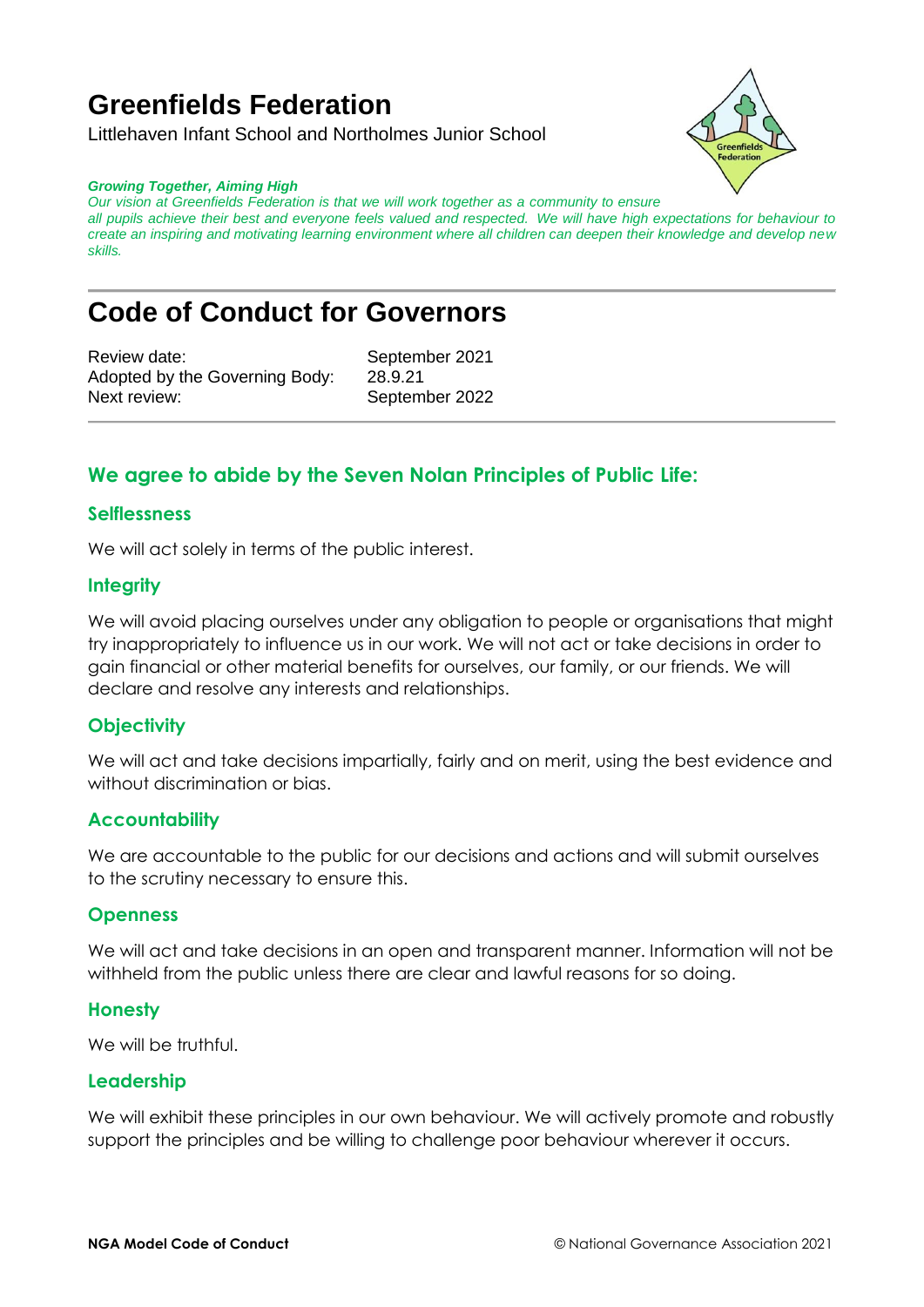# Greenfields Federation

Littlehaven Infant School and Northolmes Junior School

***Growing Together, Aiming High***
*Our vision at Greenfields Federation is that we will work together as a community to ensure all pupils achieve their best and everyone feels valued and respected. We will have high expectations for behaviour to create an inspiring and motivating learning environment where all children can deepen their knowledge and develop new skills.*

---

# Code of Conduct for Governors

| | |
|---|---|
| Review date: | September 2021 |
| Adopted by the Governing Body: | 28.9.21 |
| Next review: | September 2022 |

---

## We agree to abide by the Seven Nolan Principles of Public Life:

### Selflessness

We will act solely in terms of the public interest.

### Integrity

We will avoid placing ourselves under any obligation to people or organisations that might try inappropriately to influence us in our work. We will not act or take decisions in order to gain financial or other material benefits for ourselves, our family, or our friends. We will declare and resolve any interests and relationships.

### Objectivity

We will act and take decisions impartially, fairly and on merit, using the best evidence and without discrimination or bias.

### Accountability

We are accountable to the public for our decisions and actions and will submit ourselves to the scrutiny necessary to ensure this.

### Openness

We will act and take decisions in an open and transparent manner. Information will not be withheld from the public unless there are clear and lawful reasons for so doing.

### Honesty

We will be truthful.

### Leadership

We will exhibit these principles in our own behaviour. We will actively promote and robustly support the principles and be willing to challenge poor behaviour wherever it occurs.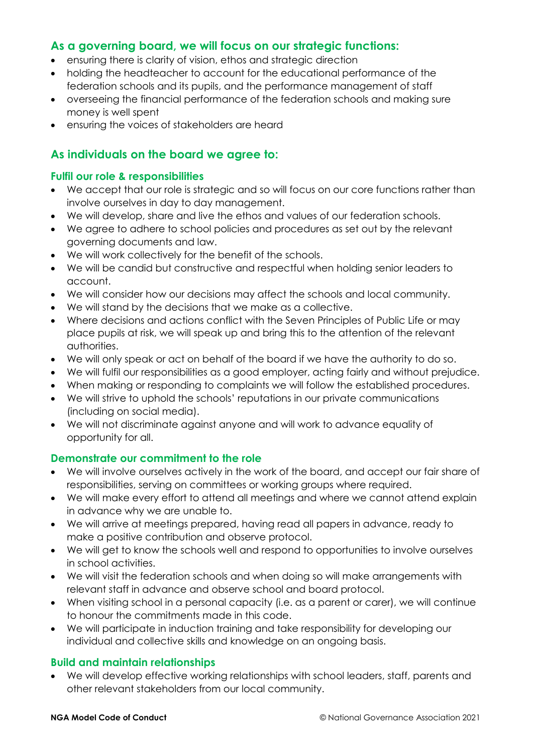## As a governing board, we will focus on our strategic functions:

- ensuring there is clarity of vision, ethos and strategic direction
- holding the headteacher to account for the educational performance of the federation schools and its pupils, and the performance management of staff
- overseeing the financial performance of the federation schools and making sure money is well spent
- ensuring the voices of stakeholders are heard

## As individuals on the board we agree to:

### Fulfil our role & responsibilities

- We accept that our role is strategic and so will focus on our core functions rather than involve ourselves in day to day management.
- We will develop, share and live the ethos and values of our federation schools.
- We agree to adhere to school policies and procedures as set out by the relevant governing documents and law.
- We will work collectively for the benefit of the schools.
- We will be candid but constructive and respectful when holding senior leaders to account.
- We will consider how our decisions may affect the schools and local community.
- We will stand by the decisions that we make as a collective.
- Where decisions and actions conflict with the Seven Principles of Public Life or may place pupils at risk, we will speak up and bring this to the attention of the relevant authorities.
- We will only speak or act on behalf of the board if we have the authority to do so.
- We will fulfil our responsibilities as a good employer, acting fairly and without prejudice.
- When making or responding to complaints we will follow the established procedures.
- We will strive to uphold the schools' reputations in our private communications (including on social media).
- We will not discriminate against anyone and will work to advance equality of opportunity for all.

### Demonstrate our commitment to the role

- We will involve ourselves actively in the work of the board, and accept our fair share of responsibilities, serving on committees or working groups where required.
- We will make every effort to attend all meetings and where we cannot attend explain in advance why we are unable to.
- We will arrive at meetings prepared, having read all papers in advance, ready to make a positive contribution and observe protocol.
- We will get to know the schools well and respond to opportunities to involve ourselves in school activities.
- We will visit the federation schools and when doing so will make arrangements with relevant staff in advance and observe school and board protocol.
- When visiting school in a personal capacity (i.e. as a parent or carer), we will continue to honour the commitments made in this code.
- We will participate in induction training and take responsibility for developing our individual and collective skills and knowledge on an ongoing basis.

### Build and maintain relationships

- We will develop effective working relationships with school leaders, staff, parents and other relevant stakeholders from our local community.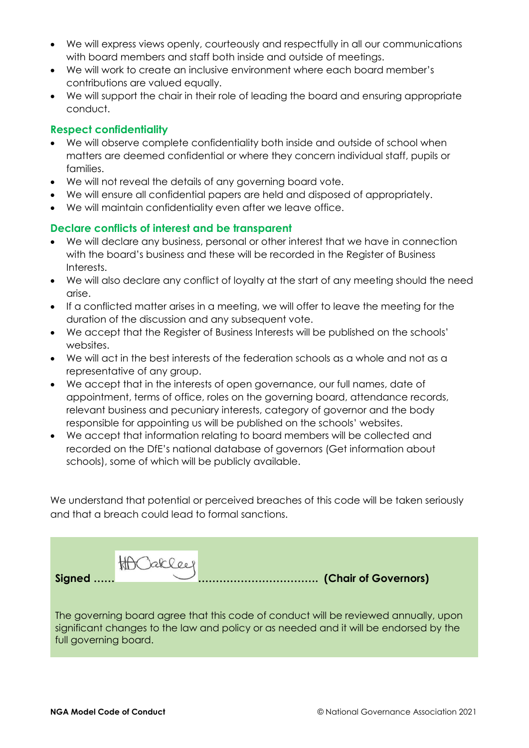- We will express views openly, courteously and respectfully in all our communications with board members and staff both inside and outside of meetings.
- We will work to create an inclusive environment where each board member's contributions are valued equally.
- We will support the chair in their role of leading the board and ensuring appropriate conduct.

### Respect confidentiality

- We will observe complete confidentiality both inside and outside of school when matters are deemed confidential or where they concern individual staff, pupils or families.
- We will not reveal the details of any governing board vote.
- We will ensure all confidential papers are held and disposed of appropriately.
- We will maintain confidentiality even after we leave office.

### Declare conflicts of interest and be transparent

- We will declare any business, personal or other interest that we have in connection with the board's business and these will be recorded in the Register of Business Interests.
- We will also declare any conflict of loyalty at the start of any meeting should the need arise.
- If a conflicted matter arises in a meeting, we will offer to leave the meeting for the duration of the discussion and any subsequent vote.
- We accept that the Register of Business Interests will be published on the schools' websites.
- We will act in the best interests of the federation schools as a whole and not as a representative of any group.
- We accept that in the interests of open governance, our full names, date of appointment, terms of office, roles on the governing board, attendance records, relevant business and pecuniary interests, category of governor and the body responsible for appointing us will be published on the schools' websites.
- We accept that information relating to board members will be collected and recorded on the DfE's national database of governors (Get information about schools), some of which will be publicly available.

We understand that potential or perceived breaches of this code will be taken seriously and that a breach could lead to formal sanctions.

**Signed ……** HOakley **……………………………… (Chair of Governors)**

The governing board agree that this code of conduct will be reviewed annually, upon significant changes to the law and policy or as needed and it will be endorsed by the full governing board.